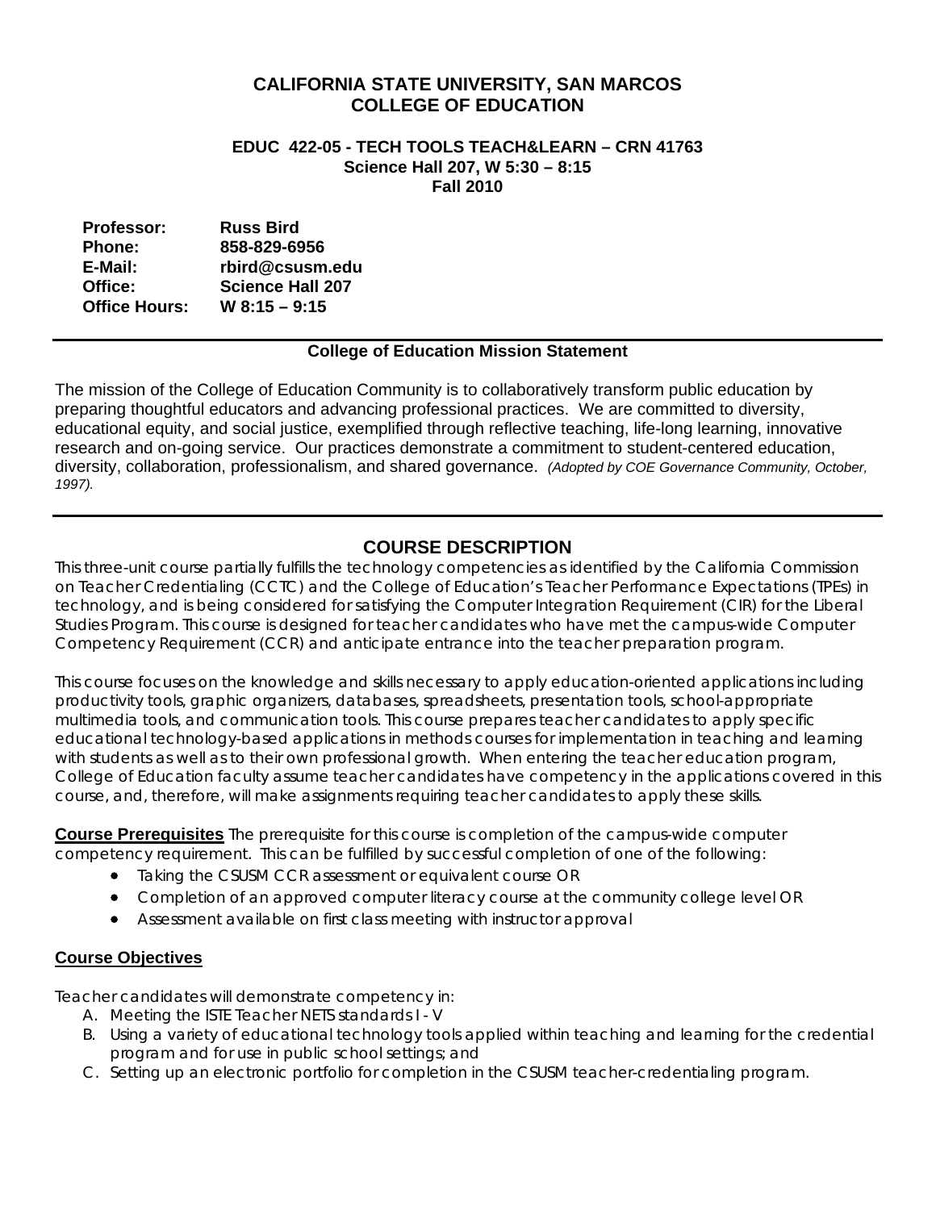# CALIFORNIA STATE UNIVERSITY, SAN MARCOS
# COLLEGE OF EDUCATION

### EDUC 422-05 - TECH TOOLS TEACH&LEARN – CRN 41763
### Science Hall 207, W 5:30 – 8:15
### Fall 2010

| | |
|---|---|
| **Professor:** | **Russ Bird** |
| **Phone:** | **858-829-6956** |
| **E-Mail:** | **rbird@csusm.edu** |
| **Office:** | **Science Hall 207** |
| **Office Hours:** | **W 8:15 – 9:15** |

---

**College of Education Mission Statement**

The mission of the College of Education Community is to collaboratively transform public education by preparing thoughtful educators and advancing professional practices. We are committed to diversity, educational equity, and social justice, exemplified through reflective teaching, life-long learning, innovative research and on-going service. Our practices demonstrate a commitment to student-centered education, diversity, collaboration, professionalism, and shared governance. *(Adopted by COE Governance Community, October, 1997).*

---

## COURSE DESCRIPTION

This three-unit course partially fulfills the technology competencies as identified by the California Commission on Teacher Credentialing (CCTC) and the College of Education's Teacher Performance Expectations (TPEs) in technology, and is being considered for satisfying the Computer Integration Requirement (CIR) for the Liberal Studies Program. This course is designed for teacher candidates who have met the campus-wide Computer Competency Requirement (CCR) and anticipate entrance into the teacher preparation program.

This course focuses on the knowledge and skills necessary to apply education-oriented applications including productivity tools, graphic organizers, databases, spreadsheets, presentation tools, school-appropriate multimedia tools, and communication tools. This course prepares teacher candidates to apply specific educational technology-based applications in methods courses for implementation in teaching and learning with students as well as to their own professional growth. When entering the teacher education program, College of Education faculty assume teacher candidates have competency in the applications covered in this course, and, therefore, will make assignments requiring teacher candidates to apply these skills.

**Course Prerequisites** The prerequisite for this course is completion of the campus-wide computer competency requirement. This can be fulfilled by successful completion of one of the following:

- Taking the CSUSM CCR assessment or equivalent course OR
- Completion of an approved computer literacy course at the community college level OR
- Assessment available on first class meeting with instructor approval

**Course Objectives**

Teacher candidates will demonstrate competency in:

A. Meeting the ISTE Teacher NETS standards I - V
B. Using a variety of educational technology tools applied within teaching and learning for the credential program and for use in public school settings; and
C. Setting up an electronic portfolio for completion in the CSUSM teacher-credentialing program.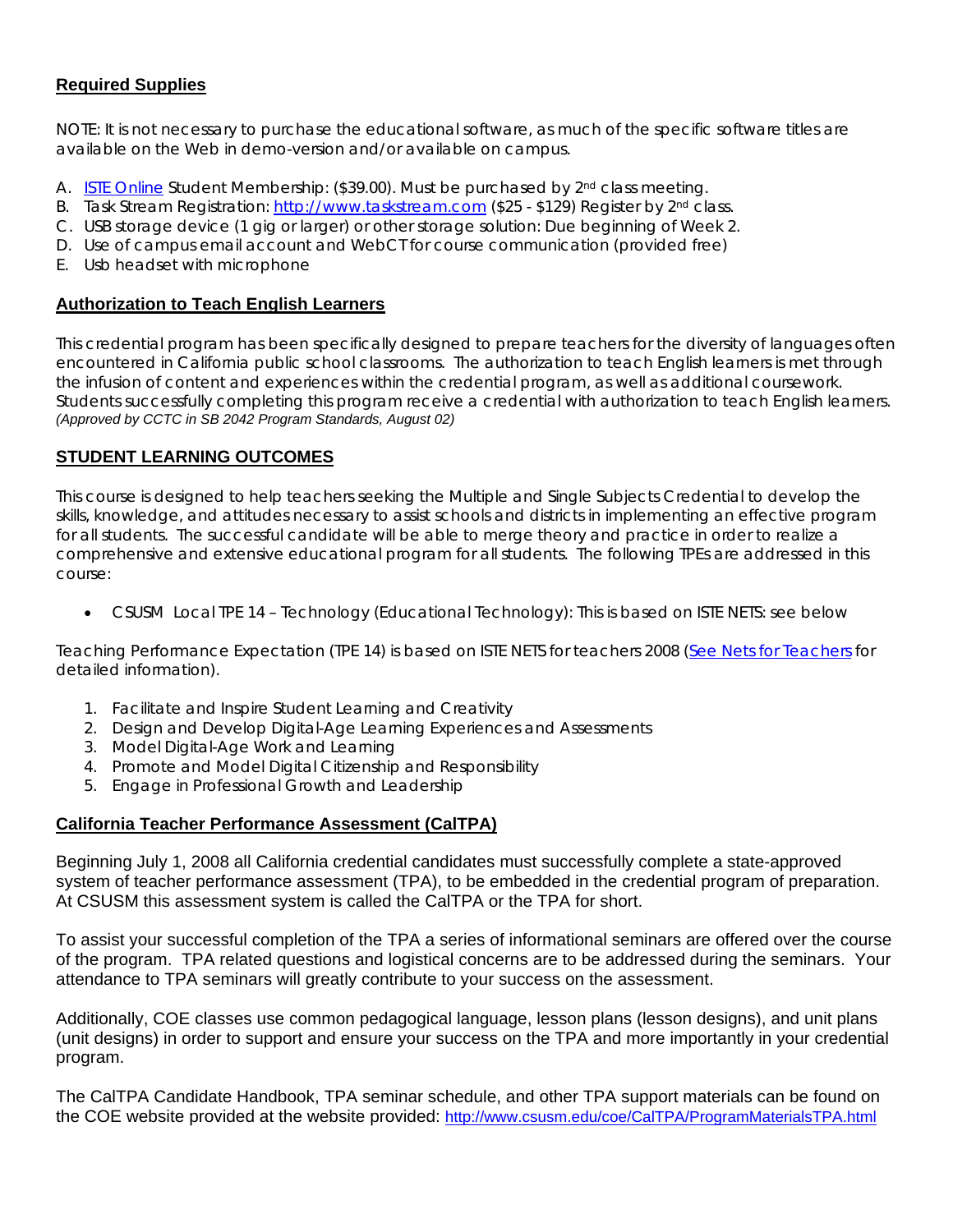## Required Supplies

NOTE: It is not necessary to purchase the educational software, as much of the specific software titles are available on the Web in demo-version and/or available on campus.

A. ISTE Online Student Membership: ($39.00). Must be purchased by 2nd class meeting.
B. Task Stream Registration: http://www.taskstream.com ($25 - $129) Register by 2nd class.
C. USB storage device (1 gig or larger) or other storage solution: Due beginning of Week 2.
D. Use of campus email account and WebCT for course communication (provided free)
E. Usb headset with microphone

## Authorization to Teach English Learners

This credential program has been specifically designed to prepare teachers for the diversity of languages often encountered in California public school classrooms. The authorization to teach English learners is met through the infusion of content and experiences within the credential program, as well as additional coursework. Students successfully completing this program receive a credential with authorization to teach English learners. *(Approved by CCTC in SB 2042 Program Standards, August 02)*

## STUDENT LEARNING OUTCOMES

This course is designed to help teachers seeking the Multiple and Single Subjects Credential to develop the skills, knowledge, and attitudes necessary to assist schools and districts in implementing an effective program for all students. The successful candidate will be able to merge theory and practice in order to realize a comprehensive and extensive educational program for all students. The following TPEs are addressed in this course:

- CSUSM Local TPE 14 – Technology (Educational Technology): This is based on ISTE NETS: see below

Teaching Performance Expectation (TPE 14) is based on ISTE NETS for teachers 2008 (See Nets for Teachers for detailed information).

1. Facilitate and Inspire Student Learning and Creativity
2. Design and Develop Digital-Age Learning Experiences and Assessments
3. Model Digital-Age Work and Learning
4. Promote and Model Digital Citizenship and Responsibility
5. Engage in Professional Growth and Leadership

## California Teacher Performance Assessment (CalTPA)

Beginning July 1, 2008 all California credential candidates must successfully complete a state-approved system of teacher performance assessment (TPA), to be embedded in the credential program of preparation. At CSUSM this assessment system is called the CalTPA or the TPA for short.

To assist your successful completion of the TPA a series of informational seminars are offered over the course of the program. TPA related questions and logistical concerns are to be addressed during the seminars. Your attendance to TPA seminars will greatly contribute to your success on the assessment.

Additionally, COE classes use common pedagogical language, lesson plans (lesson designs), and unit plans (unit designs) in order to support and ensure your success on the TPA and more importantly in your credential program.

The CalTPA Candidate Handbook, TPA seminar schedule, and other TPA support materials can be found on the COE website provided at the website provided: http://www.csusm.edu/coe/CalTPA/ProgramMaterialsTPA.html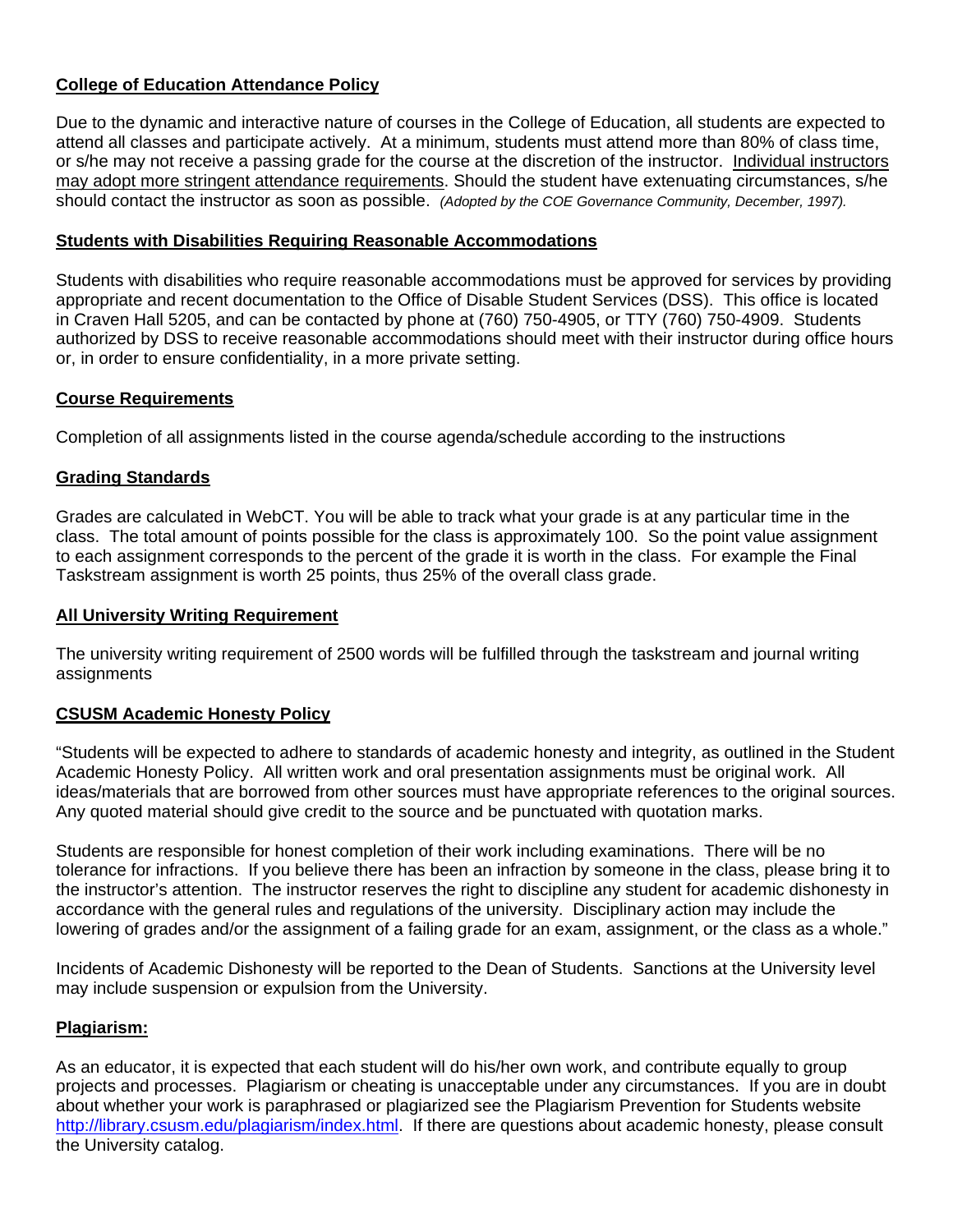### College of Education Attendance Policy

Due to the dynamic and interactive nature of courses in the College of Education, all students are expected to attend all classes and participate actively. At a minimum, students must attend more than 80% of class time, or s/he may not receive a passing grade for the course at the discretion of the instructor. Individual instructors may adopt more stringent attendance requirements. Should the student have extenuating circumstances, s/he should contact the instructor as soon as possible. *(Adopted by the COE Governance Community, December, 1997).*

### Students with Disabilities Requiring Reasonable Accommodations

Students with disabilities who require reasonable accommodations must be approved for services by providing appropriate and recent documentation to the Office of Disable Student Services (DSS). This office is located in Craven Hall 5205, and can be contacted by phone at (760) 750-4905, or TTY (760) 750-4909. Students authorized by DSS to receive reasonable accommodations should meet with their instructor during office hours or, in order to ensure confidentiality, in a more private setting.

### Course Requirements

Completion of all assignments listed in the course agenda/schedule according to the instructions

### Grading Standards

Grades are calculated in WebCT. You will be able to track what your grade is at any particular time in the class. The total amount of points possible for the class is approximately 100. So the point value assignment to each assignment corresponds to the percent of the grade it is worth in the class. For example the Final Taskstream assignment is worth 25 points, thus 25% of the overall class grade.

### All University Writing Requirement

The university writing requirement of 2500 words will be fulfilled through the taskstream and journal writing assignments

### CSUSM Academic Honesty Policy

"Students will be expected to adhere to standards of academic honesty and integrity, as outlined in the Student Academic Honesty Policy. All written work and oral presentation assignments must be original work. All ideas/materials that are borrowed from other sources must have appropriate references to the original sources. Any quoted material should give credit to the source and be punctuated with quotation marks.

Students are responsible for honest completion of their work including examinations. There will be no tolerance for infractions. If you believe there has been an infraction by someone in the class, please bring it to the instructor's attention. The instructor reserves the right to discipline any student for academic dishonesty in accordance with the general rules and regulations of the university. Disciplinary action may include the lowering of grades and/or the assignment of a failing grade for an exam, assignment, or the class as a whole."

Incidents of Academic Dishonesty will be reported to the Dean of Students. Sanctions at the University level may include suspension or expulsion from the University.

### Plagiarism:

As an educator, it is expected that each student will do his/her own work, and contribute equally to group projects and processes. Plagiarism or cheating is unacceptable under any circumstances. If you are in doubt about whether your work is paraphrased or plagiarized see the Plagiarism Prevention for Students website http://library.csusm.edu/plagiarism/index.html. If there are questions about academic honesty, please consult the University catalog.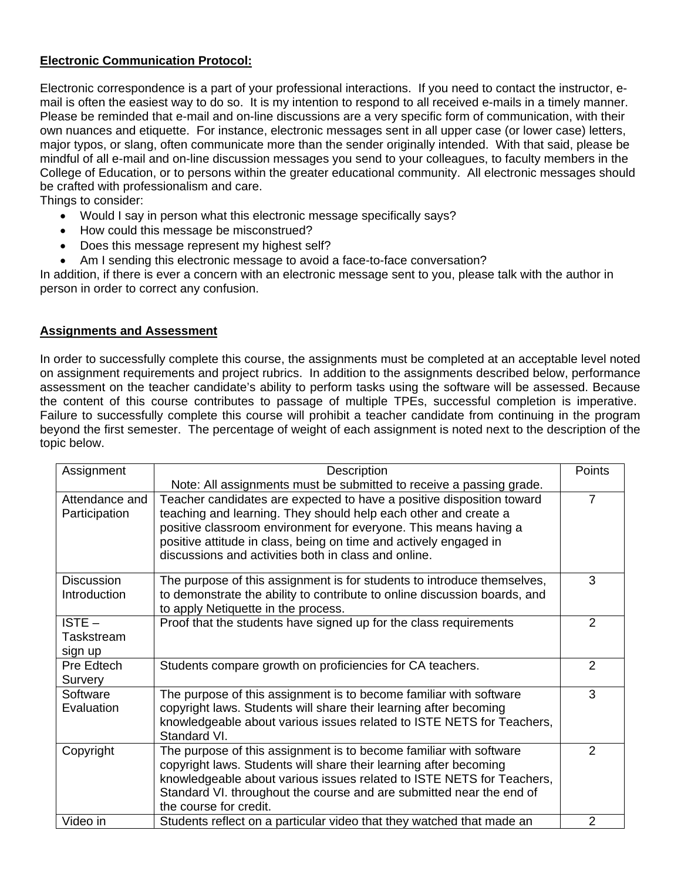## Electronic Communication Protocol:

Electronic correspondence is a part of your professional interactions. If you need to contact the instructor, e-mail is often the easiest way to do so. It is my intention to respond to all received e-mails in a timely manner. Please be reminded that e-mail and on-line discussions are a very specific form of communication, with their own nuances and etiquette. For instance, electronic messages sent in all upper case (or lower case) letters, major typos, or slang, often communicate more than the sender originally intended. With that said, please be mindful of all e-mail and on-line discussion messages you send to your colleagues, to faculty members in the College of Education, or to persons within the greater educational community. All electronic messages should be crafted with professionalism and care.

Things to consider:

- Would I say in person what this electronic message specifically says?
- How could this message be misconstrued?
- Does this message represent my highest self?
- Am I sending this electronic message to avoid a face-to-face conversation?

In addition, if there is ever a concern with an electronic message sent to you, please talk with the author in person in order to correct any confusion.

## Assignments and Assessment

In order to successfully complete this course, the assignments must be completed at an acceptable level noted on assignment requirements and project rubrics. In addition to the assignments described below, performance assessment on the teacher candidate's ability to perform tasks using the software will be assessed. Because the content of this course contributes to passage of multiple TPEs, successful completion is imperative. Failure to successfully complete this course will prohibit a teacher candidate from continuing in the program beyond the first semester. The percentage of weight of each assignment is noted next to the description of the topic below.

| Assignment | Description<br>Note: All assignments must be submitted to receive a passing grade. | Points |
|---|---|---|
| Attendance and Participation | Teacher candidates are expected to have a positive disposition toward teaching and learning. They should help each other and create a positive classroom environment for everyone. This means having a positive attitude in class, being on time and actively engaged in discussions and activities both in class and online. | 7 |
| Discussion Introduction | The purpose of this assignment is for students to introduce themselves, to demonstrate the ability to contribute to online discussion boards, and to apply Netiquette in the process. | 3 |
| ISTE – Taskstream sign up | Proof that the students have signed up for the class requirements | 2 |
| Pre Edtech Survery | Students compare growth on proficiencies for CA teachers. | 2 |
| Software Evaluation | The purpose of this assignment is to become familiar with software copyright laws. Students will share their learning after becoming knowledgeable about various issues related to ISTE NETS for Teachers, Standard VI. | 3 |
| Copyright | The purpose of this assignment is to become familiar with software copyright laws. Students will share their learning after becoming knowledgeable about various issues related to ISTE NETS for Teachers, Standard VI. throughout the course and are submitted near the end of the course for credit. | 2 |
| Video in | Students reflect on a particular video that they watched that made an | 2 |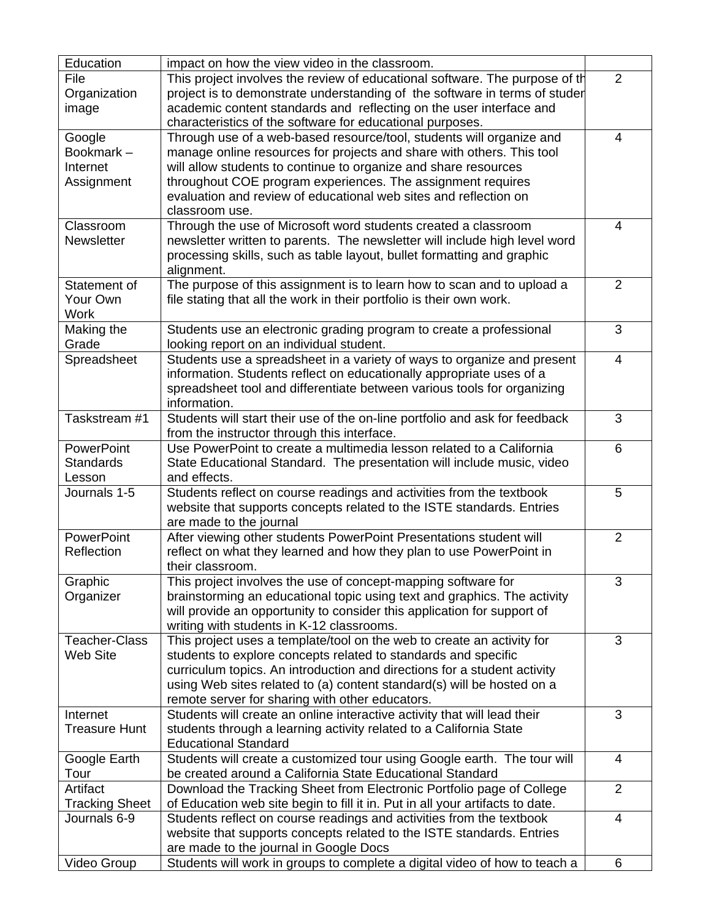| Education | impact on how the view video in the classroom. | |
|---|---|---|
| File Organization image | This project involves the review of educational software. The purpose of th project is to demonstrate understanding of the software in terms of studer academic content standards and reflecting on the user interface and characteristics of the software for educational purposes. | 2 |
| Google Bookmark – Internet Assignment | Through use of a web-based resource/tool, students will organize and manage online resources for projects and share with others. This tool will allow students to continue to organize and share resources throughout COE program experiences. The assignment requires evaluation and review of educational web sites and reflection on classroom use. | 4 |
| Classroom Newsletter | Through the use of Microsoft word students created a classroom newsletter written to parents. The newsletter will include high level word processing skills, such as table layout, bullet formatting and graphic alignment. | 4 |
| Statement of Your Own Work | The purpose of this assignment is to learn how to scan and to upload a file stating that all the work in their portfolio is their own work. | 2 |
| Making the Grade | Students use an electronic grading program to create a professional looking report on an individual student. | 3 |
| Spreadsheet | Students use a spreadsheet in a variety of ways to organize and present information. Students reflect on educationally appropriate uses of a spreadsheet tool and differentiate between various tools for organizing information. | 4 |
| Taskstream #1 | Students will start their use of the on-line portfolio and ask for feedback from the instructor through this interface. | 3 |
| PowerPoint Standards Lesson | Use PowerPoint to create a multimedia lesson related to a California State Educational Standard. The presentation will include music, video and effects. | 6 |
| Journals 1-5 | Students reflect on course readings and activities from the textbook website that supports concepts related to the ISTE standards. Entries are made to the journal | 5 |
| PowerPoint Reflection | After viewing other students PowerPoint Presentations student will reflect on what they learned and how they plan to use PowerPoint in their classroom. | 2 |
| Graphic Organizer | This project involves the use of concept-mapping software for brainstorming an educational topic using text and graphics. The activity will provide an opportunity to consider this application for support of writing with students in K-12 classrooms. | 3 |
| Teacher-Class Web Site | This project uses a template/tool on the web to create an activity for students to explore concepts related to standards and specific curriculum topics. An introduction and directions for a student activity using Web sites related to (a) content standard(s) will be hosted on a remote server for sharing with other educators. | 3 |
| Internet Treasure Hunt | Students will create an online interactive activity that will lead their students through a learning activity related to a California State Educational Standard | 3 |
| Google Earth Tour | Students will create a customized tour using Google earth. The tour will be created around a California State Educational Standard | 4 |
| Artifact Tracking Sheet | Download the Tracking Sheet from Electronic Portfolio page of College of Education web site begin to fill it in. Put in all your artifacts to date. | 2 |
| Journals 6-9 | Students reflect on course readings and activities from the textbook website that supports concepts related to the ISTE standards. Entries are made to the journal in Google Docs | 4 |
| Video Group | Students will work in groups to complete a digital video of how to teach a | 6 |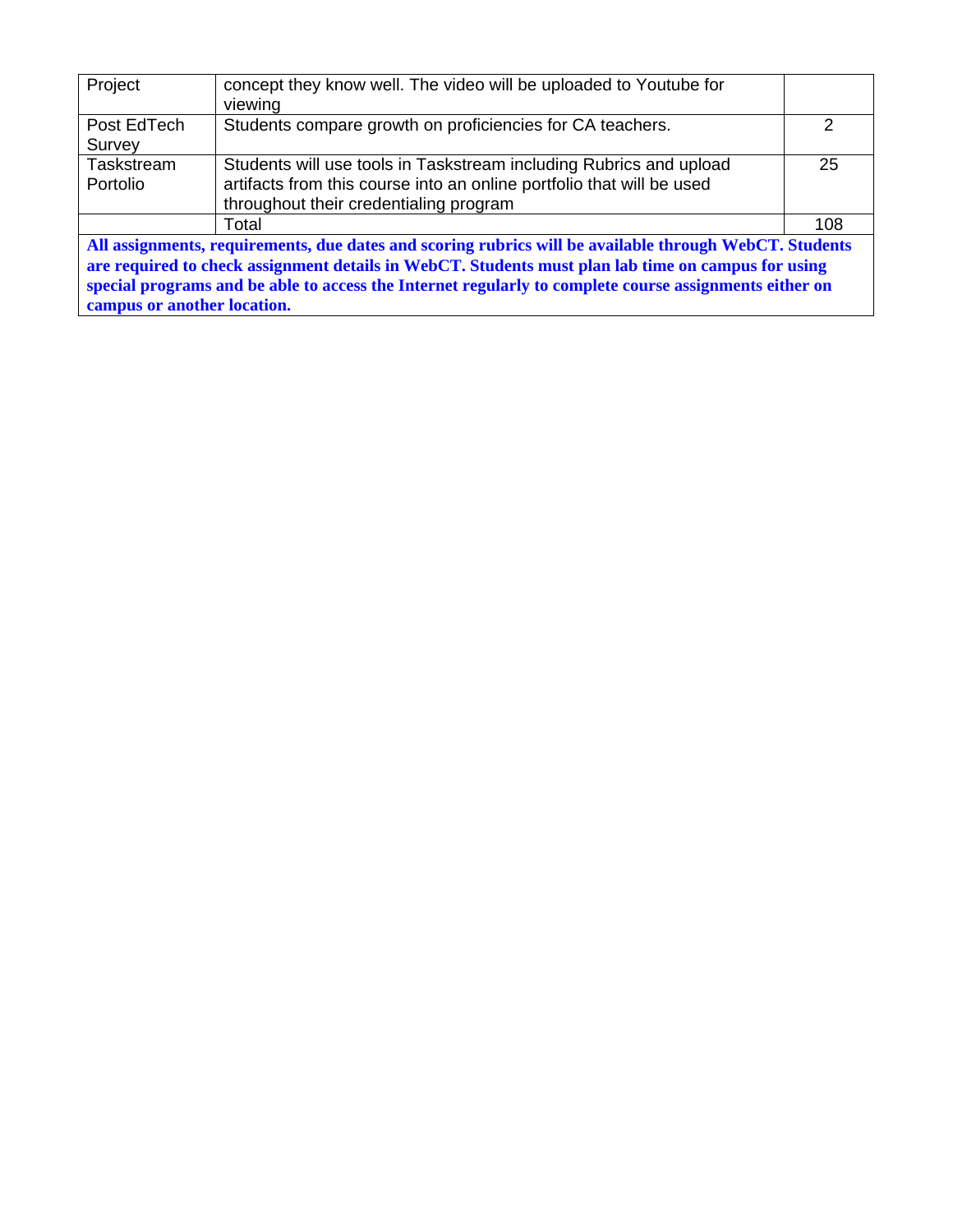| | | |
|---|---|---|
| Project | concept they know well. The video will be uploaded to Youtube for viewing | |
| Post EdTech Survey | Students compare growth on proficiencies for CA teachers. | 2 |
| Taskstream Portolio | Students will use tools in Taskstream including Rubrics and upload artifacts from this course into an online portfolio that will be used throughout their credentialing program | 25 |
| | Total | 108 |

**All assignments, requirements, due dates and scoring rubrics will be available through WebCT. Students are required to check assignment details in WebCT. Students must plan lab time on campus for using special programs and be able to access the Internet regularly to complete course assignments either on campus or another location.**